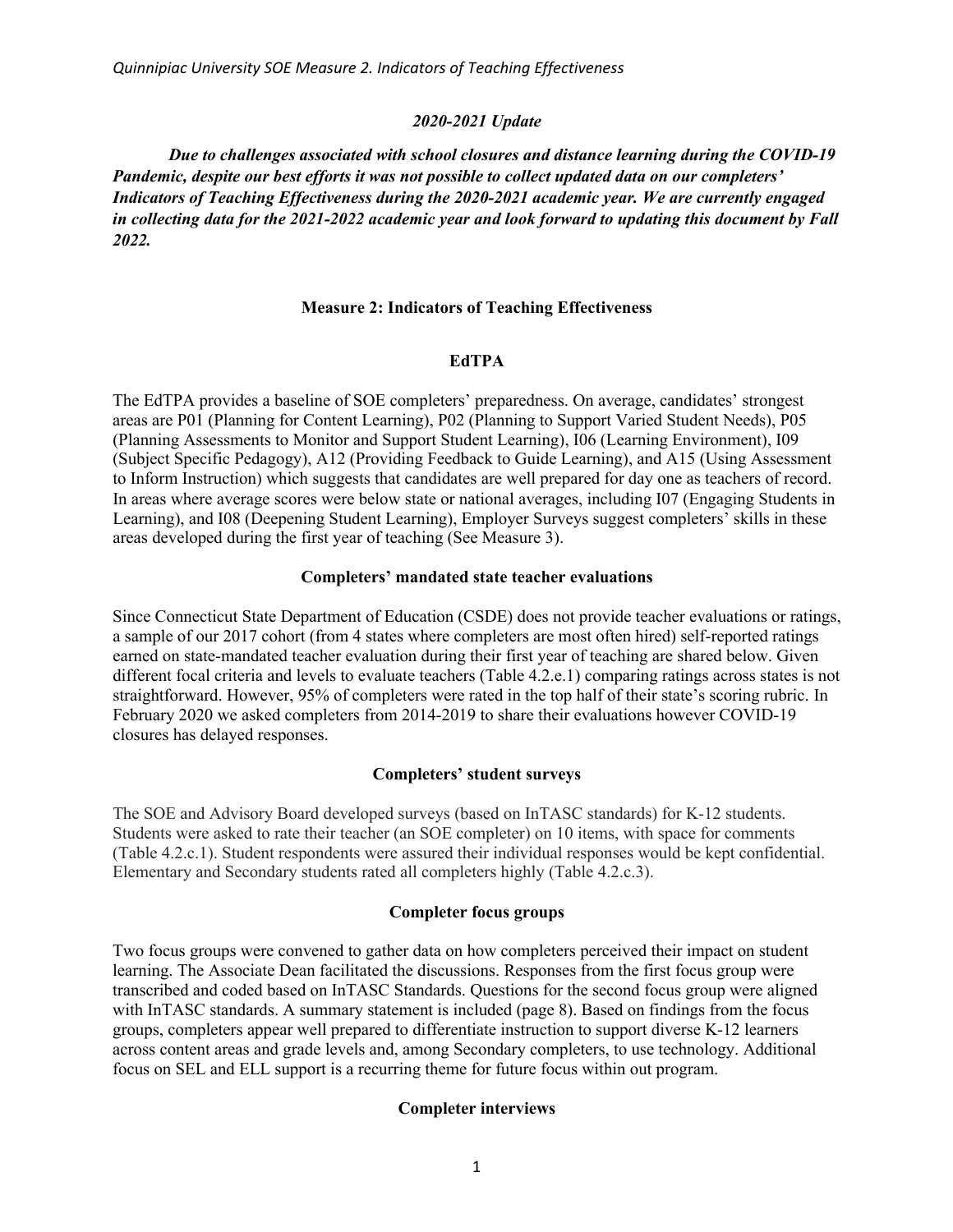*2020-2021 Update*

***Due to challenges associated with school closures and distance learning during the COVID-19 Pandemic, despite our best efforts it was not possible to collect updated data on our completers' Indicators of Teaching Effectiveness during the 2020-2021 academic year. We are currently engaged in collecting data for the 2021-2022 academic year and look forward to updating this document by Fall 2022.***

## Measure 2: Indicators of Teaching Effectiveness

### EdTPA

The EdTPA provides a baseline of SOE completers' preparedness. On average, candidates' strongest areas are P01 (Planning for Content Learning), P02 (Planning to Support Varied Student Needs), P05 (Planning Assessments to Monitor and Support Student Learning), I06 (Learning Environment), I09 (Subject Specific Pedagogy), A12 (Providing Feedback to Guide Learning), and A15 (Using Assessment to Inform Instruction) which suggests that candidates are well prepared for day one as teachers of record. In areas where average scores were below state or national averages, including I07 (Engaging Students in Learning), and I08 (Deepening Student Learning), Employer Surveys suggest completers' skills in these areas developed during the first year of teaching (See Measure 3).

### Completers' mandated state teacher evaluations

Since Connecticut State Department of Education (CSDE) does not provide teacher evaluations or ratings, a sample of our 2017 cohort (from 4 states where completers are most often hired) self-reported ratings earned on state-mandated teacher evaluation during their first year of teaching are shared below. Given different focal criteria and levels to evaluate teachers (Table 4.2.e.1) comparing ratings across states is not straightforward. However, 95% of completers were rated in the top half of their state's scoring rubric. In February 2020 we asked completers from 2014-2019 to share their evaluations however COVID-19 closures has delayed responses.

### Completers' student surveys

The SOE and Advisory Board developed surveys (based on InTASC standards) for K-12 students. Students were asked to rate their teacher (an SOE completer) on 10 items, with space for comments (Table 4.2.c.1). Student respondents were assured their individual responses would be kept confidential. Elementary and Secondary students rated all completers highly (Table 4.2.c.3).

### Completer focus groups

Two focus groups were convened to gather data on how completers perceived their impact on student learning. The Associate Dean facilitated the discussions. Responses from the first focus group were transcribed and coded based on InTASC Standards. Questions for the second focus group were aligned with InTASC standards. A summary statement is included (page 8). Based on findings from the focus groups, completers appear well prepared to differentiate instruction to support diverse K-12 learners across content areas and grade levels and, among Secondary completers, to use technology. Additional focus on SEL and ELL support is a recurring theme for future focus within out program.

### Completer interviews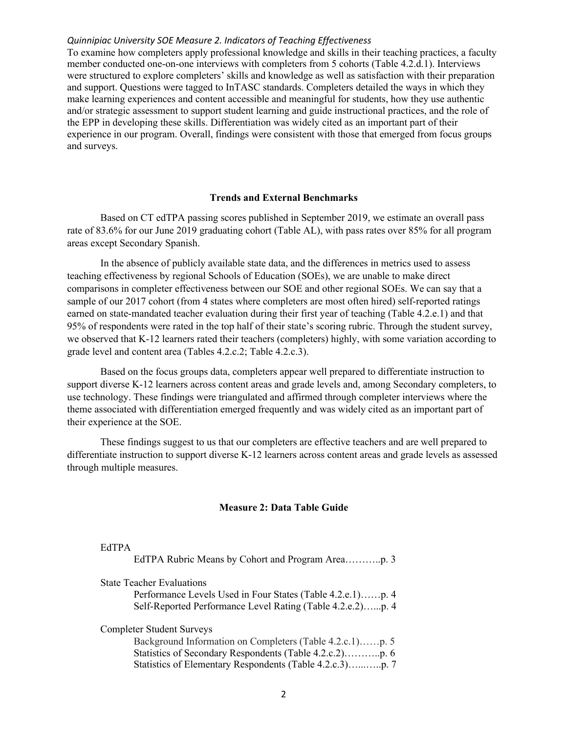*Quinnipiac University SOE Measure 2. Indicators of Teaching Effectiveness*

To examine how completers apply professional knowledge and skills in their teaching practices, a faculty member conducted one-on-one interviews with completers from 5 cohorts (Table 4.2.d.1). Interviews were structured to explore completers' skills and knowledge as well as satisfaction with their preparation and support. Questions were tagged to InTASC standards. Completers detailed the ways in which they make learning experiences and content accessible and meaningful for students, how they use authentic and/or strategic assessment to support student learning and guide instructional practices, and the role of the EPP in developing these skills. Differentiation was widely cited as an important part of their experience in our program. Overall, findings were consistent with those that emerged from focus groups and surveys.

## Trends and External Benchmarks

Based on CT edTPA passing scores published in September 2019, we estimate an overall pass rate of 83.6% for our June 2019 graduating cohort (Table AL), with pass rates over 85% for all program areas except Secondary Spanish.

In the absence of publicly available state data, and the differences in metrics used to assess teaching effectiveness by regional Schools of Education (SOEs), we are unable to make direct comparisons in completer effectiveness between our SOE and other regional SOEs. We can say that a sample of our 2017 cohort (from 4 states where completers are most often hired) self-reported ratings earned on state-mandated teacher evaluation during their first year of teaching (Table 4.2.e.1) and that 95% of respondents were rated in the top half of their state's scoring rubric. Through the student survey, we observed that K-12 learners rated their teachers (completers) highly, with some variation according to grade level and content area (Tables 4.2.c.2; Table 4.2.c.3).

Based on the focus groups data, completers appear well prepared to differentiate instruction to support diverse K-12 learners across content areas and grade levels and, among Secondary completers, to use technology. These findings were triangulated and affirmed through completer interviews where the theme associated with differentiation emerged frequently and was widely cited as an important part of their experience at the SOE.

These findings suggest to us that our completers are effective teachers and are well prepared to differentiate instruction to support diverse K-12 learners across content areas and grade levels as assessed through multiple measures.

## Measure 2: Data Table Guide

EdTPA
- EdTPA Rubric Means by Cohort and Program Area………..p. 3

State Teacher Evaluations
- Performance Levels Used in Four States (Table 4.2.e.1)……p. 4
- Self-Reported Performance Level Rating (Table 4.2.e.2)…...p. 4

Completer Student Surveys
- Background Information on Completers (Table 4.2.c.1)……p. 5
- Statistics of Secondary Respondents (Table 4.2.c.2)………..p. 6
- Statistics of Elementary Respondents (Table 4.2.c.3)…...…..p. 7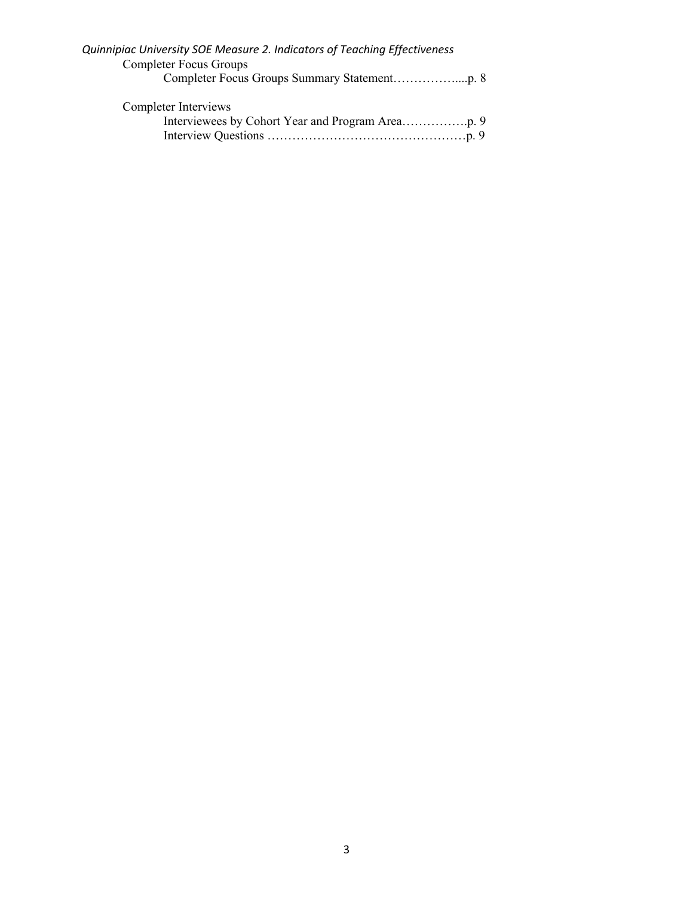*Quinnipiac University SOE Measure 2. Indicators of Teaching Effectiveness*

Completer Focus Groups

Completer Focus Groups Summary Statement……………....p. 8

Completer Interviews

Interviewees by Cohort Year and Program Area…………….p. 9

Interview Questions …………………………………………p. 9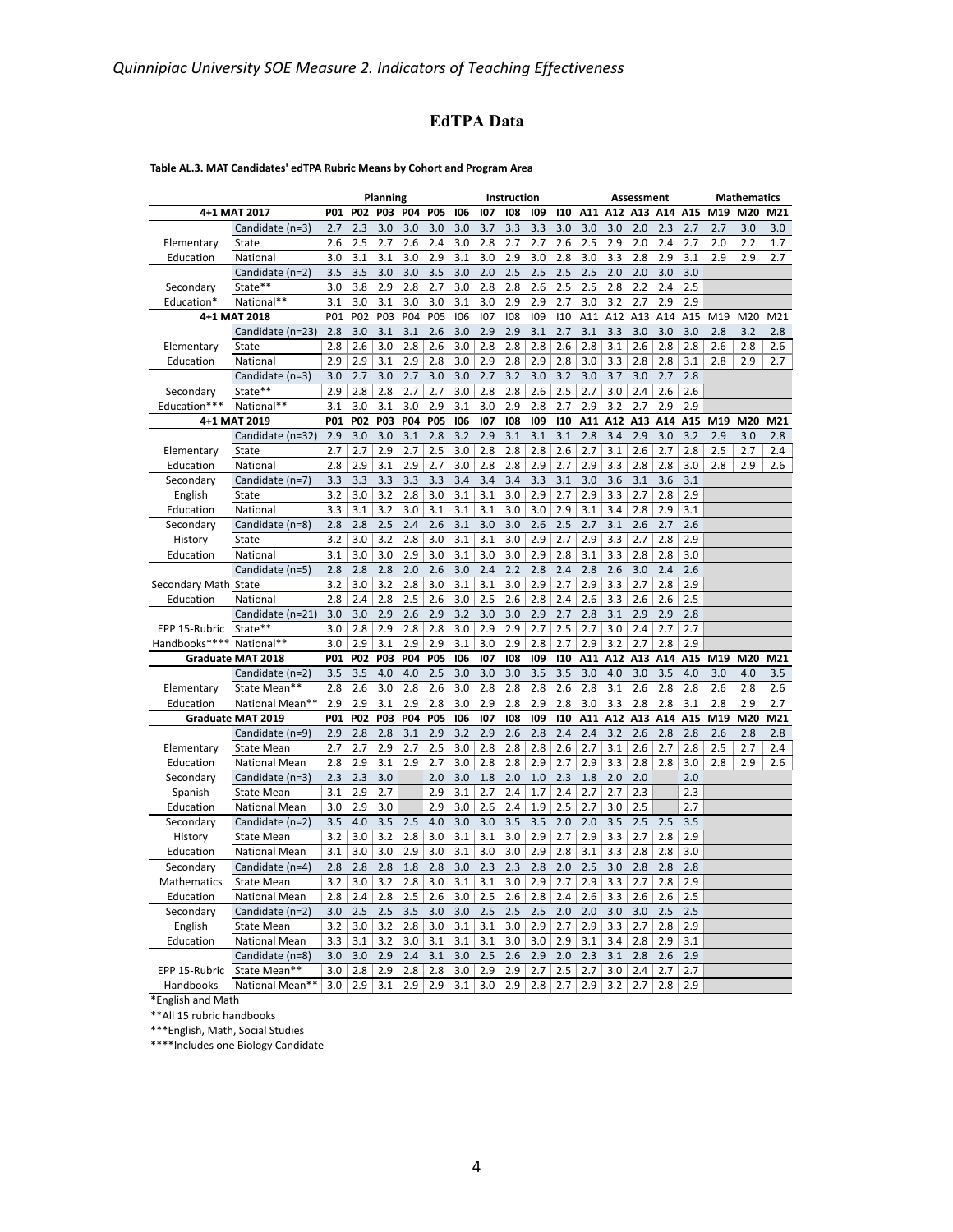# EdTPA Data

**Table AL.3. MAT Candidates' edTPA Rubric Means by Cohort and Program Area**

| | | Planning | | | | | Instruction | | | | | Assessment | | | | | Mathematics | | |
|---|---|---|---|---|---|---|---|---|---|---|---|---|---|---|---|---|---|---|---|
| **4+1 MAT 2017** | | **P01** | **P02** | **P03** | **P04** | **P05** | **I06** | **I07** | **I08** | **I09** | **I10** | **A11** | **A12** | **A13** | **A14** | **A15** | **M19** | **M20** | **M21** |
| | Candidate (n=3) | 2.7 | 2.3 | 3.0 | 3.0 | 3.0 | 3.0 | 3.7 | 3.3 | 3.3 | 3.0 | 3.0 | 3.0 | 2.0 | 2.3 | 2.7 | 2.7 | 3.0 | 3.0 |
| Elementary | State | 2.6 | 2.5 | 2.7 | 2.6 | 2.4 | 3.0 | 2.8 | 2.7 | 2.7 | 2.6 | 2.5 | 2.9 | 2.0 | 2.4 | 2.7 | 2.0 | 2.2 | 1.7 |
| Education | National | 3.0 | 3.1 | 3.1 | 3.0 | 2.9 | 3.1 | 3.0 | 2.9 | 3.0 | 2.8 | 3.0 | 3.3 | 2.8 | 2.9 | 3.1 | 2.9 | 2.9 | 2.7 |
| | Candidate (n=2) | 3.5 | 3.5 | 3.0 | 3.0 | 3.5 | 3.0 | 2.0 | 2.5 | 2.5 | 2.5 | 2.5 | 2.0 | 2.0 | 3.0 | 3.0 | | | |
| Secondary | State** | 3.0 | 3.8 | 2.9 | 2.8 | 2.7 | 3.0 | 2.8 | 2.8 | 2.6 | 2.5 | 2.5 | 2.8 | 2.2 | 2.4 | 2.5 | | | |
| Education* | National** | 3.1 | 3.0 | 3.1 | 3.0 | 3.0 | 3.1 | 3.0 | 2.9 | 2.9 | 2.7 | 3.0 | 3.2 | 2.7 | 2.9 | 2.9 | | | |
| **4+1 MAT 2018** | | P01 | P02 | P03 | P04 | P05 | I06 | I07 | I08 | I09 | I10 | A11 | A12 | A13 | A14 | A15 | M19 | M20 | M21 |
| | Candidate (n=23) | 2.8 | 3.0 | 3.1 | 3.1 | 2.6 | 3.0 | 2.9 | 2.9 | 3.1 | 2.7 | 3.1 | 3.3 | 3.0 | 3.0 | 3.0 | 2.8 | 3.2 | 2.8 |
| Elementary | State | 2.8 | 2.6 | 3.0 | 2.8 | 2.6 | 3.0 | 2.8 | 2.8 | 2.8 | 2.6 | 2.8 | 3.1 | 2.6 | 2.8 | 2.8 | 2.6 | 2.8 | 2.6 |
| Education | National | 2.9 | 2.9 | 3.1 | 2.9 | 2.8 | 3.0 | 2.9 | 2.8 | 2.9 | 2.8 | 3.0 | 3.3 | 2.8 | 2.8 | 3.1 | 2.8 | 2.9 | 2.7 |
| | Candidate (n=3) | 3.0 | 2.7 | 3.0 | 2.7 | 3.0 | 3.0 | 2.7 | 3.2 | 3.0 | 3.2 | 3.0 | 3.7 | 3.0 | 2.7 | 2.8 | | | |
| Secondary | State** | 2.9 | 2.8 | 2.8 | 2.7 | 2.7 | 3.0 | 2.8 | 2.8 | 2.6 | 2.5 | 2.7 | 3.0 | 2.4 | 2.6 | 2.6 | | | |
| Education*** | National** | 3.1 | 3.0 | 3.1 | 3.0 | 2.9 | 3.1 | 3.0 | 2.9 | 2.8 | 2.7 | 2.9 | 3.2 | 2.7 | 2.9 | 2.9 | | | |
| **4+1 MAT 2019** | | **P01** | **P02** | **P03** | **P04** | **P05** | **I06** | **I07** | **I08** | **I09** | **I10** | **A11** | **A12** | **A13** | **A14** | **A15** | **M19** | **M20** | **M21** |
| | Candidate (n=32) | 2.9 | 3.0 | 3.0 | 3.1 | 2.8 | 3.2 | 2.9 | 3.1 | 3.1 | 3.1 | 2.8 | 3.4 | 2.9 | 3.0 | 3.2 | 2.9 | 3.0 | 2.8 |
| Elementary | State | 2.7 | 2.7 | 2.9 | 2.7 | 2.5 | 3.0 | 2.8 | 2.8 | 2.8 | 2.6 | 2.7 | 3.1 | 2.6 | 2.7 | 2.8 | 2.5 | 2.7 | 2.4 |
| Education | National | 2.8 | 2.9 | 3.1 | 2.9 | 2.7 | 3.0 | 2.8 | 2.8 | 2.9 | 2.7 | 2.9 | 3.3 | 2.8 | 2.8 | 3.0 | 2.8 | 2.9 | 2.6 |
| Secondary | Candidate (n=7) | 3.3 | 3.3 | 3.3 | 3.3 | 3.3 | 3.4 | 3.4 | 3.4 | 3.3 | 3.1 | 3.0 | 3.6 | 3.1 | 3.6 | 3.1 | | | |
| English | State | 3.2 | 3.0 | 3.2 | 2.8 | 3.0 | 3.1 | 3.1 | 3.0 | 2.9 | 2.7 | 2.9 | 3.3 | 2.7 | 2.8 | 2.9 | | | |
| Education | National | 3.3 | 3.1 | 3.2 | 3.0 | 3.1 | 3.1 | 3.1 | 3.0 | 3.0 | 2.9 | 3.1 | 3.4 | 2.8 | 2.9 | 3.1 | | | |
| Secondary | Candidate (n=8) | 2.8 | 2.8 | 2.5 | 2.4 | 2.6 | 3.1 | 3.0 | 3.0 | 2.6 | 2.5 | 2.7 | 3.1 | 2.6 | 2.7 | 2.6 | | | |
| History | State | 3.2 | 3.0 | 3.2 | 2.8 | 3.0 | 3.1 | 3.1 | 3.0 | 2.9 | 2.7 | 2.9 | 3.3 | 2.7 | 2.8 | 2.9 | | | |
| Education | National | 3.1 | 3.0 | 3.0 | 2.9 | 3.0 | 3.1 | 3.0 | 3.0 | 2.9 | 2.8 | 3.1 | 3.3 | 2.8 | 2.8 | 3.0 | | | |
| | Candidate (n=5) | 2.8 | 2.8 | 2.8 | 2.0 | 2.6 | 3.0 | 2.4 | 2.2 | 2.8 | 2.4 | 2.8 | 2.6 | 3.0 | 2.4 | 2.6 | | | |
| Secondary Math | State | 3.2 | 3.0 | 3.2 | 2.8 | 3.0 | 3.1 | 3.1 | 3.0 | 2.9 | 2.7 | 2.9 | 3.3 | 2.7 | 2.8 | 2.9 | | | |
| Education | National | 2.8 | 2.4 | 2.8 | 2.5 | 2.6 | 3.0 | 2.5 | 2.6 | 2.8 | 2.4 | 2.6 | 3.3 | 2.6 | 2.6 | 2.5 | | | |
| | Candidate (n=21) | 3.0 | 3.0 | 2.9 | 2.6 | 2.9 | 3.2 | 3.0 | 3.0 | 2.9 | 2.7 | 2.8 | 3.1 | 2.9 | 2.9 | 2.8 | | | |
| EPP 15-Rubric | State** | 3.0 | 2.8 | 2.9 | 2.8 | 2.8 | 3.0 | 2.9 | 2.9 | 2.7 | 2.5 | 2.7 | 3.0 | 2.4 | 2.7 | 2.7 | | | |
| Handbooks**** | National** | 3.0 | 2.9 | 3.1 | 2.9 | 2.9 | 3.1 | 3.0 | 2.9 | 2.8 | 2.7 | 2.9 | 3.2 | 2.7 | 2.8 | 2.9 | | | |
| **Graduate MAT 2018** | | **P01** | **P02** | **P03** | **P04** | **P05** | **I06** | **I07** | **I08** | **I09** | **I10** | **A11** | **A12** | **A13** | **A14** | **A15** | **M19** | **M20** | **M21** |
| | Candidate (n=2) | 3.5 | 3.5 | 4.0 | 4.0 | 2.5 | 3.0 | 3.0 | 3.0 | 3.5 | 3.5 | 3.0 | 4.0 | 3.0 | 3.5 | 4.0 | 3.0 | 4.0 | 3.5 |
| Elementary | State Mean** | 2.8 | 2.6 | 3.0 | 2.8 | 2.6 | 3.0 | 2.8 | 2.8 | 2.8 | 2.6 | 2.8 | 3.1 | 2.6 | 2.8 | 2.8 | 2.6 | 2.8 | 2.6 |
| Education | National Mean** | 2.9 | 2.9 | 3.1 | 2.9 | 2.8 | 3.0 | 2.9 | 2.8 | 2.9 | 2.8 | 3.0 | 3.3 | 2.8 | 2.8 | 3.1 | 2.8 | 2.9 | 2.7 |
| **Graduate MAT 2019** | | **P01** | **P02** | **P03** | **P04** | **P05** | **I06** | **I07** | **I08** | **I09** | **I10** | **A11** | **A12** | **A13** | **A14** | **A15** | **M19** | **M20** | **M21** |
| | Candidate (n=9) | 2.9 | 2.8 | 2.8 | 3.1 | 2.9 | 3.2 | 2.9 | 2.6 | 2.8 | 2.4 | 2.4 | 3.2 | 2.6 | 2.8 | 2.8 | 2.6 | 2.8 | 2.8 |
| Elementary | State Mean | 2.7 | 2.7 | 2.9 | 2.7 | 2.5 | 3.0 | 2.8 | 2.8 | 2.8 | 2.6 | 2.7 | 3.1 | 2.6 | 2.7 | 2.8 | 2.5 | 2.7 | 2.4 |
| Education | National Mean | 2.8 | 2.9 | 3.1 | 2.9 | 2.7 | 3.0 | 2.8 | 2.8 | 2.9 | 2.7 | 2.9 | 3.3 | 2.8 | 2.8 | 3.0 | 2.8 | 2.9 | 2.6 |
| Secondary | Candidate (n=3) | 2.3 | 2.3 | 3.0 | | 2.0 | 3.0 | 1.8 | 2.0 | 1.0 | 2.3 | 1.8 | 2.0 | 2.0 | | 2.0 | | | |
| Spanish | State Mean | 3.1 | 2.9 | 2.7 | | 2.9 | 3.1 | 2.7 | 2.4 | 1.7 | 2.4 | 2.7 | 2.7 | 2.3 | | 2.3 | | | |
| Education | National Mean | 3.0 | 2.9 | 3.0 | | 2.9 | 3.0 | 2.6 | 2.4 | 1.9 | 2.5 | 2.7 | 3.0 | 2.5 | | 2.7 | | | |
| Secondary | Candidate (n=2) | 3.5 | 4.0 | 3.5 | 2.5 | 4.0 | 3.0 | 3.0 | 3.5 | 3.5 | 2.0 | 2.0 | 3.5 | 2.5 | 2.5 | 3.5 | | | |
| History | State Mean | 3.2 | 3.0 | 3.2 | 2.8 | 3.0 | 3.1 | 3.1 | 3.0 | 2.9 | 2.7 | 2.9 | 3.3 | 2.7 | 2.8 | 2.9 | | | |
| Education | National Mean | 3.1 | 3.0 | 3.0 | 2.9 | 3.0 | 3.1 | 3.0 | 3.0 | 2.9 | 2.8 | 3.1 | 3.3 | 2.8 | 2.8 | 3.0 | | | |
| Secondary | Candidate (n=4) | 2.8 | 2.8 | 2.8 | 1.8 | 2.8 | 3.0 | 2.3 | 2.3 | 2.8 | 2.0 | 2.5 | 3.0 | 2.8 | 2.8 | 2.8 | | | |
| Mathematics | State Mean | 3.2 | 3.0 | 3.2 | 2.8 | 3.0 | 3.1 | 3.1 | 3.0 | 2.9 | 2.7 | 2.9 | 3.3 | 2.7 | 2.8 | 2.9 | | | |
| Education | National Mean | 2.8 | 2.4 | 2.8 | 2.5 | 2.6 | 3.0 | 2.5 | 2.6 | 2.8 | 2.4 | 2.6 | 3.3 | 2.6 | 2.6 | 2.5 | | | |
| Secondary | Candidate (n=2) | 3.0 | 2.5 | 2.5 | 3.5 | 3.0 | 3.0 | 2.5 | 2.5 | 2.5 | 2.0 | 2.0 | 3.0 | 3.0 | 2.5 | 2.5 | | | |
| English | State Mean | 3.2 | 3.0 | 3.2 | 2.8 | 3.0 | 3.1 | 3.1 | 3.0 | 2.9 | 2.7 | 2.9 | 3.3 | 2.7 | 2.8 | 2.9 | | | |
| Education | National Mean | 3.3 | 3.1 | 3.2 | 3.0 | 3.1 | 3.1 | 3.1 | 3.0 | 3.0 | 2.9 | 3.1 | 3.4 | 2.8 | 2.9 | 3.1 | | | |
| | Candidate (n=8) | 3.0 | 3.0 | 2.9 | 2.4 | 3.1 | 3.0 | 2.5 | 2.6 | 2.9 | 2.0 | 2.3 | 3.1 | 2.8 | 2.6 | 2.9 | | | |
| EPP 15-Rubric | State Mean** | 3.0 | 2.8 | 2.9 | 2.8 | 2.8 | 3.0 | 2.9 | 2.9 | 2.7 | 2.5 | 2.7 | 3.0 | 2.4 | 2.7 | 2.7 | | | |
| Handbooks | National Mean** | 3.0 | 2.9 | 3.1 | 2.9 | 2.9 | 3.1 | 3.0 | 2.9 | 2.8 | 2.7 | 2.9 | 3.2 | 2.7 | 2.8 | 2.9 | | | |

*English and Math

**All 15 rubric handbooks

***English, Math, Social Studies

****Includes one Biology Candidate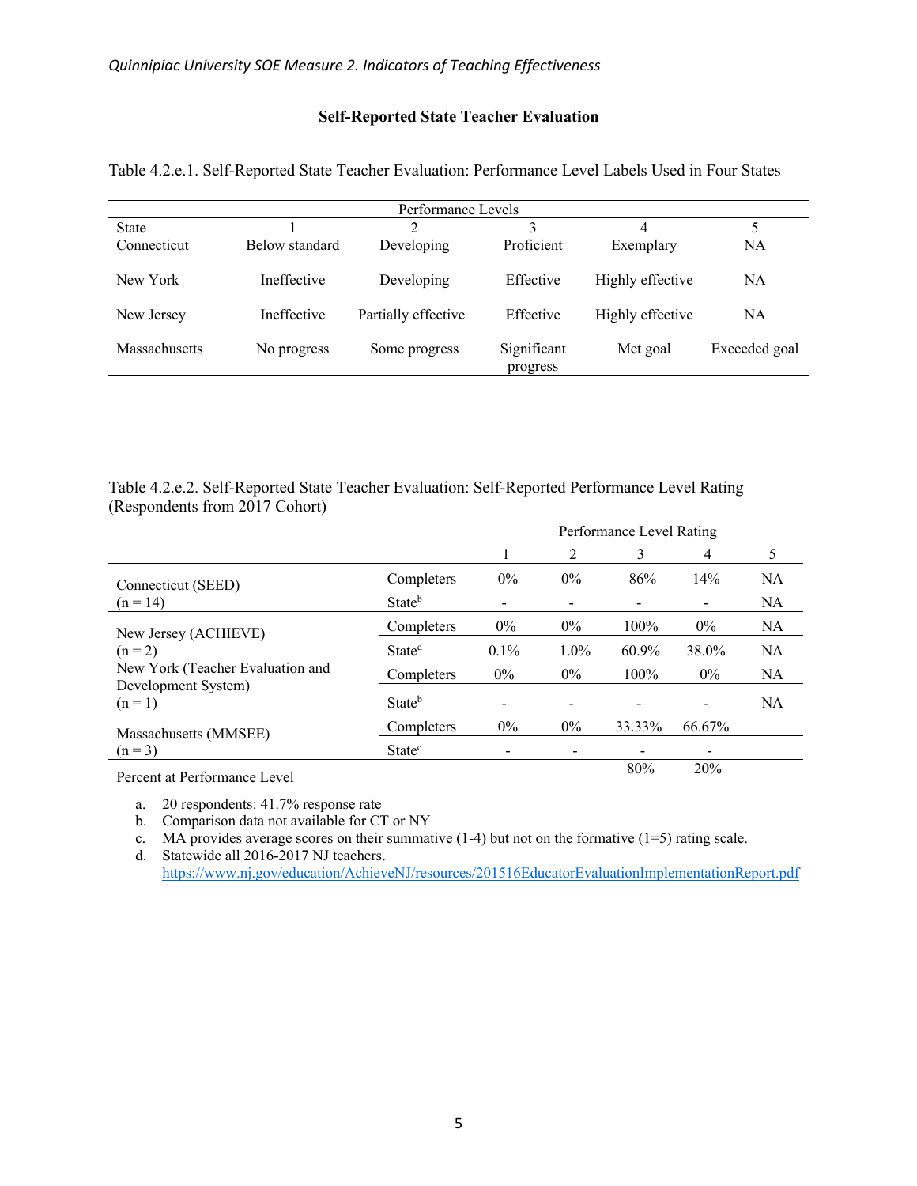### Self-Reported State Teacher Evaluation

Table 4.2.e.1. Self-Reported State Teacher Evaluation: Performance Level Labels Used in Four States

| | Performance Levels | | | | |
|---|---|---|---|---|---|
| State | 1 | 2 | 3 | 4 | 5 |
| Connecticut | Below standard | Developing | Proficient | Exemplary | NA |
| New York | Ineffective | Developing | Effective | Highly effective | NA |
| New Jersey | Ineffective | Partially effective | Effective | Highly effective | NA |
| Massachusetts | No progress | Some progress | Significant progress | Met goal | Exceeded goal |

Table 4.2.e.2. Self-Reported State Teacher Evaluation: Self-Reported Performance Level Rating (Respondents from 2017 Cohort)

| | | Performance Level Rating | | | | |
|---|---|---|---|---|---|---|
| | | 1 | 2 | 3 | 4 | 5 |
| Connecticut (SEED) (n = 14) | Completers | 0% | 0% | 86% | 14% | NA |
| | State[b] | - | - | - | - | NA |
| New Jersey (ACHIEVE) (n = 2) | Completers | 0% | 0% | 100% | 0% | NA |
| | State[d] | 0.1% | 1.0% | 60.9% | 38.0% | NA |
| New York (Teacher Evaluation and Development System) (n = 1) | Completers | 0% | 0% | 100% | 0% | NA |
| | State[b] | - | - | - | - | NA |
| Massachusetts (MMSEE) (n = 3) | Completers | 0% | 0% | 33.33% | 66.67% | |
| | State[c] | - | - | - | - | |
| Percent at Performance Level | | | | 80% | 20% | |

a. 20 respondents: 41.7% response rate
b. Comparison data not available for CT or NY
c. MA provides average scores on their summative (1-4) but not on the formative (1=5) rating scale.
d. Statewide all 2016-2017 NJ teachers. https://www.nj.gov/education/AchieveNJ/resources/201516EducatorEvaluationImplementationReport.pdf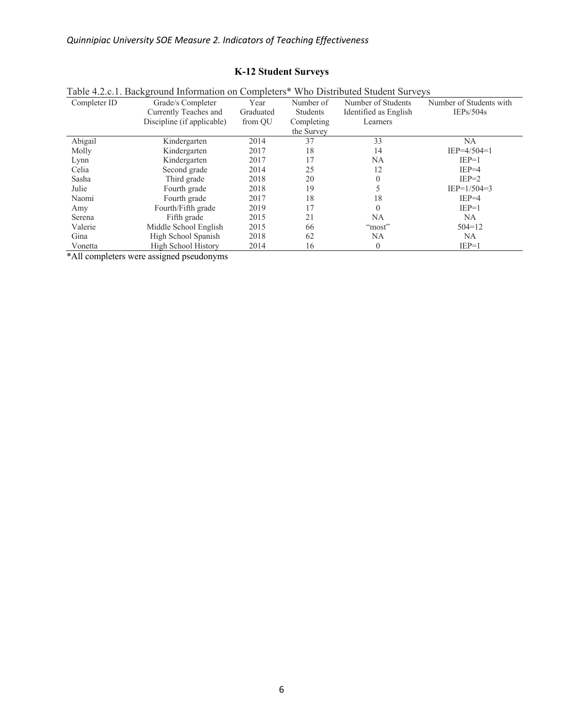## K-12 Student Surveys

Table 4.2.c.1. Background Information on Completers* Who Distributed Student Surveys

| Completer ID | Grade/s Completer Currently Teaches and Discipline (if applicable) | Year Graduated from QU | Number of Students Completing the Survey | Number of Students Identified as English Learners | Number of Students with IEPs/504s |
|---|---|---|---|---|---|
| Abigail | Kindergarten | 2014 | 37 | 33 | NA |
| Molly | Kindergarten | 2017 | 18 | 14 | IEP=4/504=1 |
| Lynn | Kindergarten | 2017 | 17 | NA | IEP=1 |
| Celia | Second grade | 2014 | 25 | 12 | IEP=4 |
| Sasha | Third grade | 2018 | 20 | 0 | IEP=2 |
| Julie | Fourth grade | 2018 | 19 | 5 | IEP=1/504=3 |
| Naomi | Fourth grade | 2017 | 18 | 18 | IEP=4 |
| Amy | Fourth/Fifth grade | 2019 | 17 | 0 | IEP=1 |
| Serena | Fifth grade | 2015 | 21 | NA | NA |
| Valerie | Middle School English | 2015 | 66 | "most" | 504=12 |
| Gina | High School Spanish | 2018 | 62 | NA | NA |
| Vonetta | High School History | 2014 | 16 | 0 | IEP=1 |

*All completers were assigned pseudonyms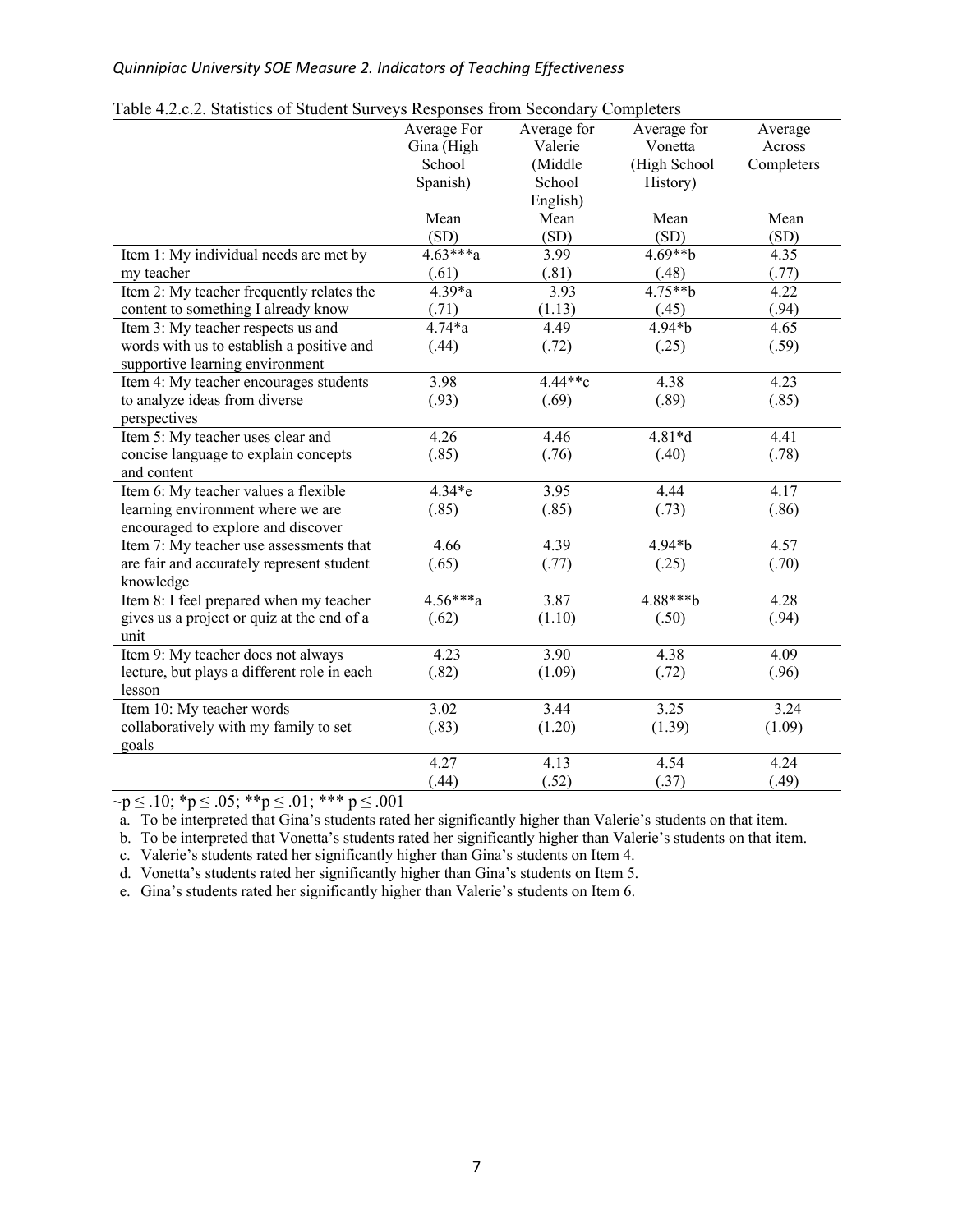Table 4.2.c.2. Statistics of Student Surveys Responses from Secondary Completers

| | Average For Gina (High School Spanish) | Average for Valerie (Middle School English) | Average for Vonetta (High School History) | Average Across Completers |
|---|---|---|---|---|
| | Mean (SD) | Mean (SD) | Mean (SD) | Mean (SD) |
| Item 1: My individual needs are met by my teacher | 4.63***a (.61) | 3.99 (.81) | 4.69**b (.48) | 4.35 (.77) |
| Item 2: My teacher frequently relates the content to something I already know | 4.39*a (.71) | 3.93 (1.13) | 4.75**b (.45) | 4.22 (.94) |
| Item 3: My teacher respects us and words with us to establish a positive and supportive learning environment | 4.74*a (.44) | 4.49 (.72) | 4.94*b (.25) | 4.65 (.59) |
| Item 4: My teacher encourages students to analyze ideas from diverse perspectives | 3.98 (.93) | 4.44**c (.69) | 4.38 (.89) | 4.23 (.85) |
| Item 5: My teacher uses clear and concise language to explain concepts and content | 4.26 (.85) | 4.46 (.76) | 4.81*d (.40) | 4.41 (.78) |
| Item 6: My teacher values a flexible learning environment where we are encouraged to explore and discover | 4.34*e (.85) | 3.95 (.85) | 4.44 (.73) | 4.17 (.86) |
| Item 7: My teacher use assessments that are fair and accurately represent student knowledge | 4.66 (.65) | 4.39 (.77) | 4.94*b (.25) | 4.57 (.70) |
| Item 8: I feel prepared when my teacher gives us a project or quiz at the end of a unit | 4.56***a (.62) | 3.87 (1.10) | 4.88***b (.50) | 4.28 (.94) |
| Item 9: My teacher does not always lecture, but plays a different role in each lesson | 4.23 (.82) | 3.90 (1.09) | 4.38 (.72) | 4.09 (.96) |
| Item 10: My teacher words collaboratively with my family to set goals | 3.02 (.83) | 3.44 (1.20) | 3.25 (1.39) | 3.24 (1.09) |
| | 4.27 (.44) | 4.13 (.52) | 4.54 (.37) | 4.24 (.49) |

~$p \leq .10$; *$p \leq .05$; **$p \leq .01$; *** $p \leq .001$

a. To be interpreted that Gina's students rated her significantly higher than Valerie's students on that item.

b. To be interpreted that Vonetta's students rated her significantly higher than Valerie's students on that item.

c. Valerie's students rated her significantly higher than Gina's students on Item 4.

d. Vonetta's students rated her significantly higher than Gina's students on Item 5.

e. Gina's students rated her significantly higher than Valerie's students on Item 6.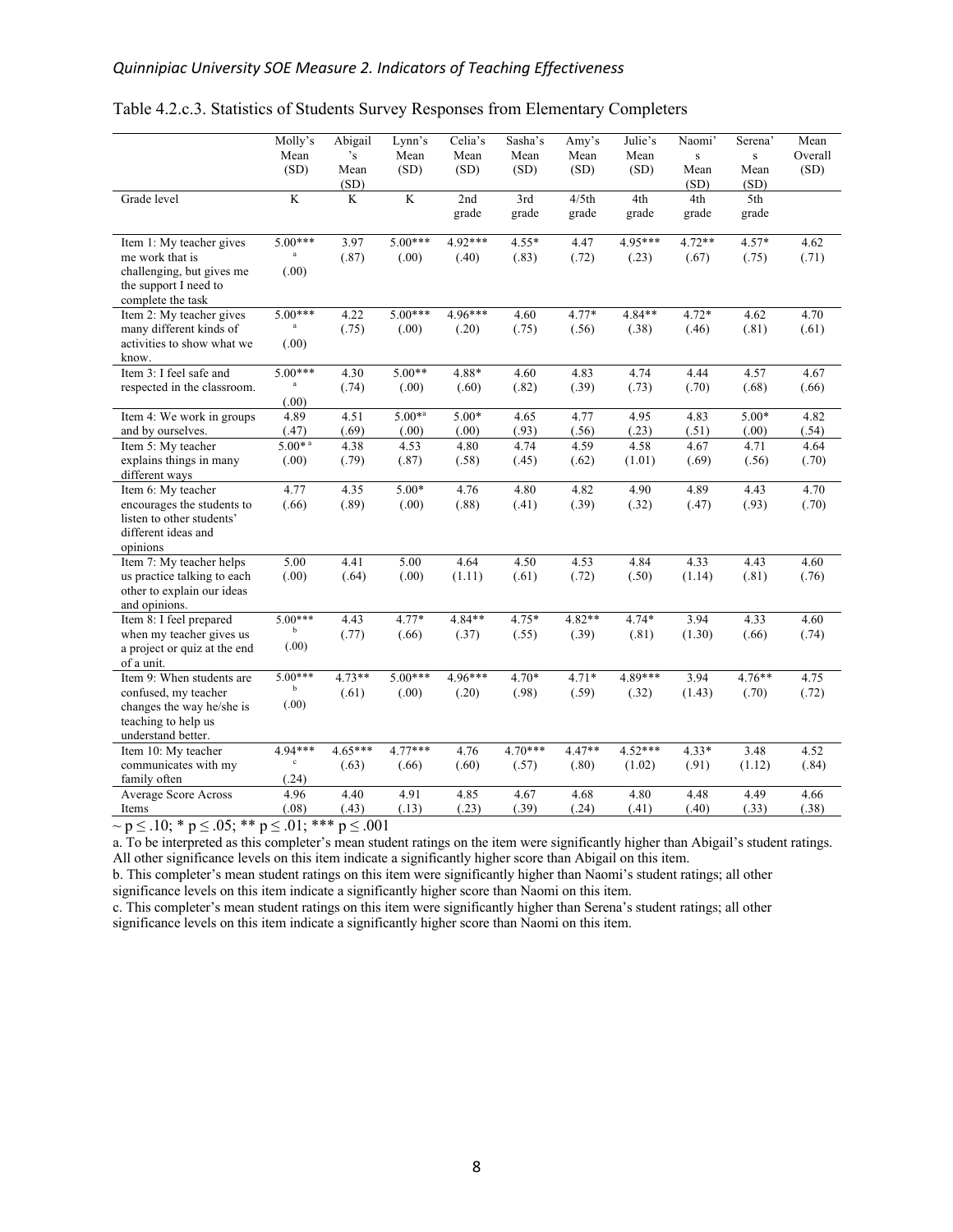Table 4.2.c.3. Statistics of Students Survey Responses from Elementary Completers

| | Molly's Mean (SD) | Abigail's Mean (SD) | Lynn's Mean (SD) | Celia's Mean (SD) | Sasha's Mean (SD) | Amy's Mean (SD) | Julie's Mean (SD) | Naomi's Mean (SD) | Serena's Mean (SD) | Mean Overall (SD) |
|---|---|---|---|---|---|---|---|---|---|---|
| Grade level | K | K | K | 2nd grade | 3rd grade | 4/5th grade | 4th grade | 4th grade | 5th grade | |
| Item 1: My teacher gives me work that is challenging, but gives me the support I need to complete the task | 5.00***[a] (.00) | 3.97 (.87) | 5.00*** (.00) | 4.92*** (.40) | 4.55* (.83) | 4.47 (.72) | 4.95*** (.23) | 4.72** (.67) | 4.57* (.75) | 4.62 (.71) |
| Item 2: My teacher gives many different kinds of activities to show what we know. | 5.00***[a] (.00) | 4.22 (.75) | 5.00*** (.00) | 4.96*** (.20) | 4.60 (.75) | 4.77* (.56) | 4.84** (.38) | 4.72* (.46) | 4.62 (.81) | 4.70 (.61) |
| Item 3: I feel safe and respected in the classroom. | 5.00***[a] (.00) | 4.30 (.74) | 5.00** (.00) | 4.88* (.60) | 4.60 (.82) | 4.83 (.39) | 4.74 (.73) | 4.44 (.70) | 4.57 (.68) | 4.67 (.66) |
| Item 4: We work in groups and by ourselves. | 4.89 (.47) | 4.51 (.69) | 5.00*[a] (.00) | 5.00* (.00) | 4.65 (.93) | 4.77 (.56) | 4.95 (.23) | 4.83 (.51) | 5.00* (.00) | 4.82 (.54) |
| Item 5: My teacher explains things in many different ways | 5.00*[a] (.00) | 4.38 (.79) | 4.53 (.87) | 4.80 (.58) | 4.74 (.45) | 4.59 (.62) | 4.58 (1.01) | 4.67 (.69) | 4.71 (.56) | 4.64 (.70) |
| Item 6: My teacher encourages the students to listen to other students' different ideas and opinions | 4.77 (.66) | 4.35 (.89) | 5.00* (.00) | 4.76 (.88) | 4.80 (.41) | 4.82 (.39) | 4.90 (.32) | 4.89 (.47) | 4.43 (.93) | 4.70 (.70) |
| Item 7: My teacher helps us practice talking to each other to explain our ideas and opinions. | 5.00 (.00) | 4.41 (.64) | 5.00 (.00) | 4.64 (1.11) | 4.50 (.61) | 4.53 (.72) | 4.84 (.50) | 4.33 (1.14) | 4.43 (.81) | 4.60 (.76) |
| Item 8: I feel prepared when my teacher gives us a project or quiz at the end of a unit. | 5.00***[b] (.00) | 4.43 (.77) | 4.77* (.66) | 4.84** (.37) | 4.75* (.55) | 4.82** (.39) | 4.74* (.81) | 3.94 (1.30) | 4.33 (.66) | 4.60 (.74) |
| Item 9: When students are confused, my teacher changes the way he/she is teaching to help us understand better. | 5.00***[b] (.00) | 4.73** (.61) | 5.00*** (.00) | 4.96*** (.20) | 4.70* (.98) | 4.71* (.59) | 4.89*** (.32) | 3.94 (1.43) | 4.76** (.70) | 4.75 (.72) |
| Item 10: My teacher communicates with my family often | 4.94***[c] (.24) | 4.65*** (.63) | 4.77*** (.66) | 4.76 (.60) | 4.70*** (.57) | 4.47** (.80) | 4.52*** (1.02) | 4.33* (.91) | 3.48 (1.12) | 4.52 (.84) |
| Average Score Across Items | 4.96 (.08) | 4.40 (.43) | 4.91 (.13) | 4.85 (.23) | 4.67 (.39) | 4.68 (.24) | 4.80 (.41) | 4.48 (.40) | 4.49 (.33) | 4.66 (.38) |

~ $p \leq .10$; * $p \leq .05$; ** $p \leq .01$; *** $p \leq .001$

a. To be interpreted as this completer's mean student ratings on the item were significantly higher than Abigail's student ratings. All other significance levels on this item indicate a significantly higher score than Abigail on this item.

b. This completer's mean student ratings on this item were significantly higher than Naomi's student ratings; all other significance levels on this item indicate a significantly higher score than Naomi on this item.

c. This completer's mean student ratings on this item were significantly higher than Serena's student ratings; all other significance levels on this item indicate a significantly higher score than Naomi on this item.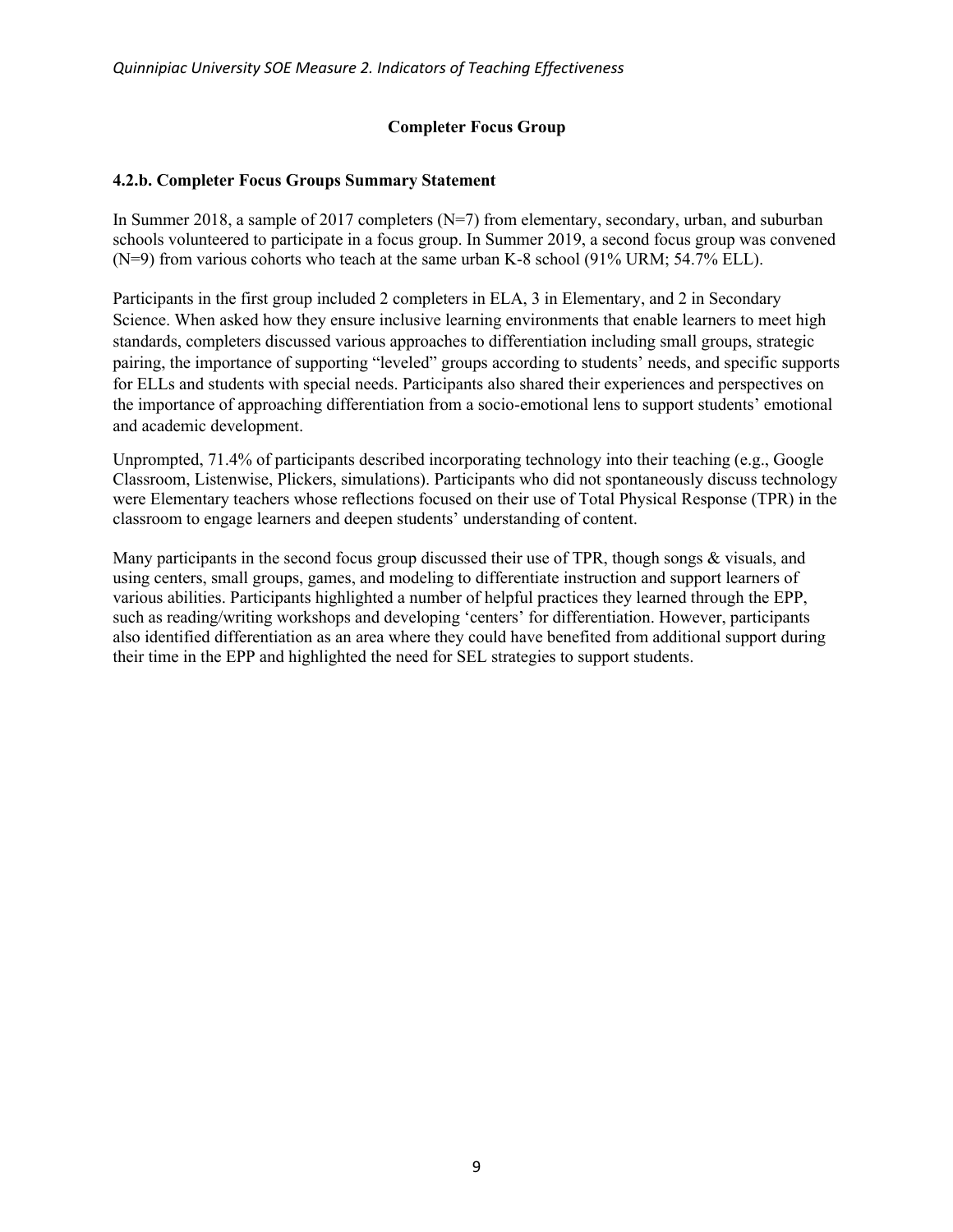## Completer Focus Group

### 4.2.b. Completer Focus Groups Summary Statement

In Summer 2018, a sample of 2017 completers (N=7) from elementary, secondary, urban, and suburban schools volunteered to participate in a focus group. In Summer 2019, a second focus group was convened (N=9) from various cohorts who teach at the same urban K-8 school (91% URM; 54.7% ELL).

Participants in the first group included 2 completers in ELA, 3 in Elementary, and 2 in Secondary Science. When asked how they ensure inclusive learning environments that enable learners to meet high standards, completers discussed various approaches to differentiation including small groups, strategic pairing, the importance of supporting "leveled" groups according to students' needs, and specific supports for ELLs and students with special needs. Participants also shared their experiences and perspectives on the importance of approaching differentiation from a socio-emotional lens to support students' emotional and academic development.

Unprompted, 71.4% of participants described incorporating technology into their teaching (e.g., Google Classroom, Listenwise, Plickers, simulations). Participants who did not spontaneously discuss technology were Elementary teachers whose reflections focused on their use of Total Physical Response (TPR) in the classroom to engage learners and deepen students' understanding of content.

Many participants in the second focus group discussed their use of TPR, though songs & visuals, and using centers, small groups, games, and modeling to differentiate instruction and support learners of various abilities. Participants highlighted a number of helpful practices they learned through the EPP, such as reading/writing workshops and developing 'centers' for differentiation. However, participants also identified differentiation as an area where they could have benefited from additional support during their time in the EPP and highlighted the need for SEL strategies to support students.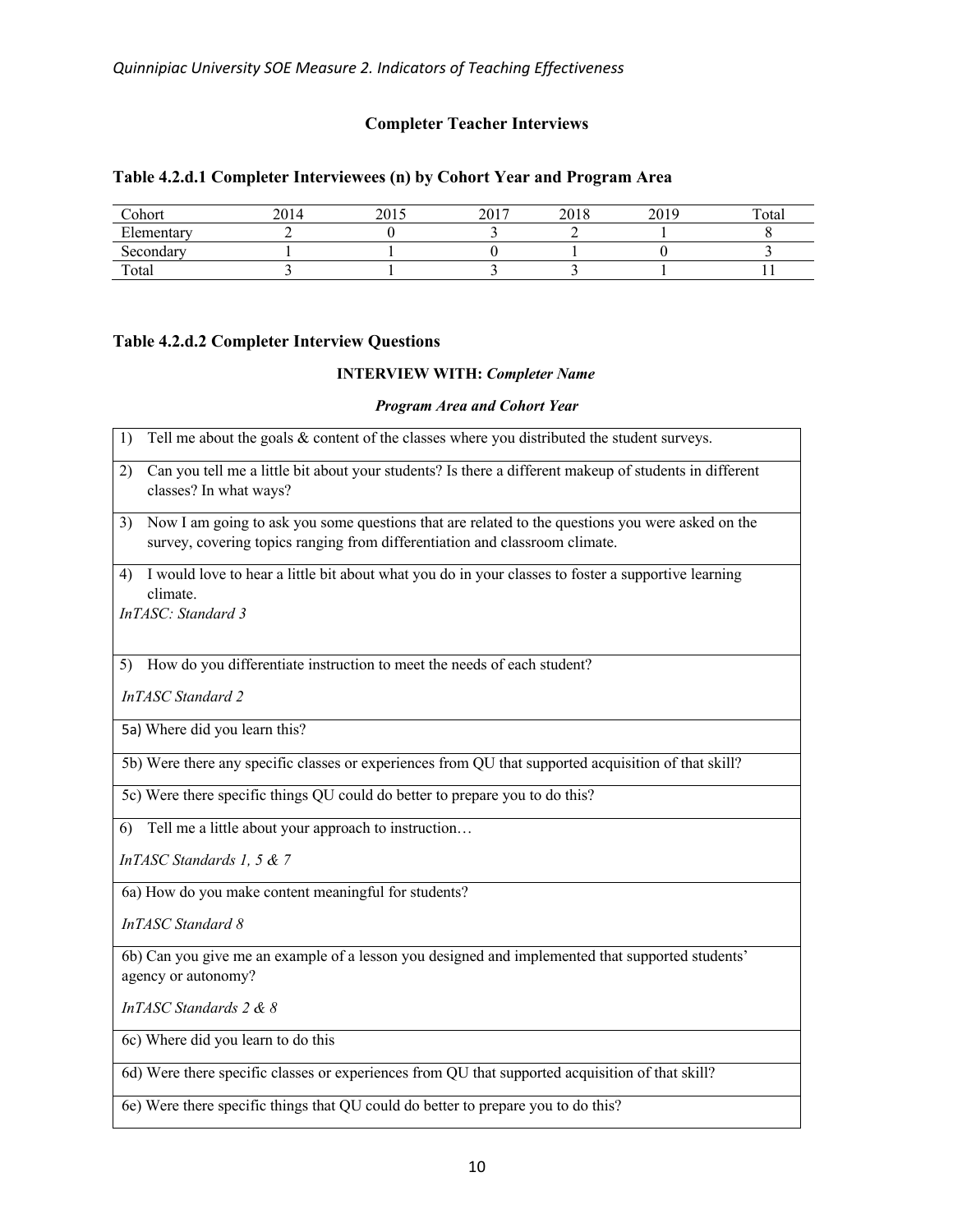## Completer Teacher Interviews

### Table 4.2.d.1 Completer Interviewees (n) by Cohort Year and Program Area

| Cohort | 2014 | 2015 | 2017 | 2018 | 2019 | Total |
|---|---|---|---|---|---|---|
| Elementary | 2 | 0 | 3 | 2 | 1 | 8 |
| Secondary | 1 | 1 | 0 | 1 | 0 | 3 |
| Total | 3 | 1 | 3 | 3 | 1 | 11 |

### Table 4.2.d.2 Completer Interview Questions

**INTERVIEW WITH:** ***Completer Name***

***Program Area and Cohort Year***

| |
|---|
| 1) Tell me about the goals & content of the classes where you distributed the student surveys. |
| 2) Can you tell me a little bit about your students? Is there a different makeup of students in different classes? In what ways? |
| 3) Now I am going to ask you some questions that are related to the questions you were asked on the survey, covering topics ranging from differentiation and classroom climate. |
| 4) I would love to hear a little bit about what you do in your classes to foster a supportive learning climate. *InTASC: Standard 3* |
| 5) How do you differentiate instruction to meet the needs of each student? *InTASC Standard 2* |
| 5a) Where did you learn this? |
| 5b) Were there any specific classes or experiences from QU that supported acquisition of that skill? |
| 5c) Were there specific things QU could do better to prepare you to do this? |
| 6) Tell me a little about your approach to instruction… *InTASC Standards 1, 5 & 7* |
| 6a) How do you make content meaningful for students? *InTASC Standard 8* |
| 6b) Can you give me an example of a lesson you designed and implemented that supported students' agency or autonomy? *InTASC Standards 2 & 8* |
| 6c) Where did you learn to do this |
| 6d) Were there specific classes or experiences from QU that supported acquisition of that skill? |
| 6e) Were there specific things that QU could do better to prepare you to do this? |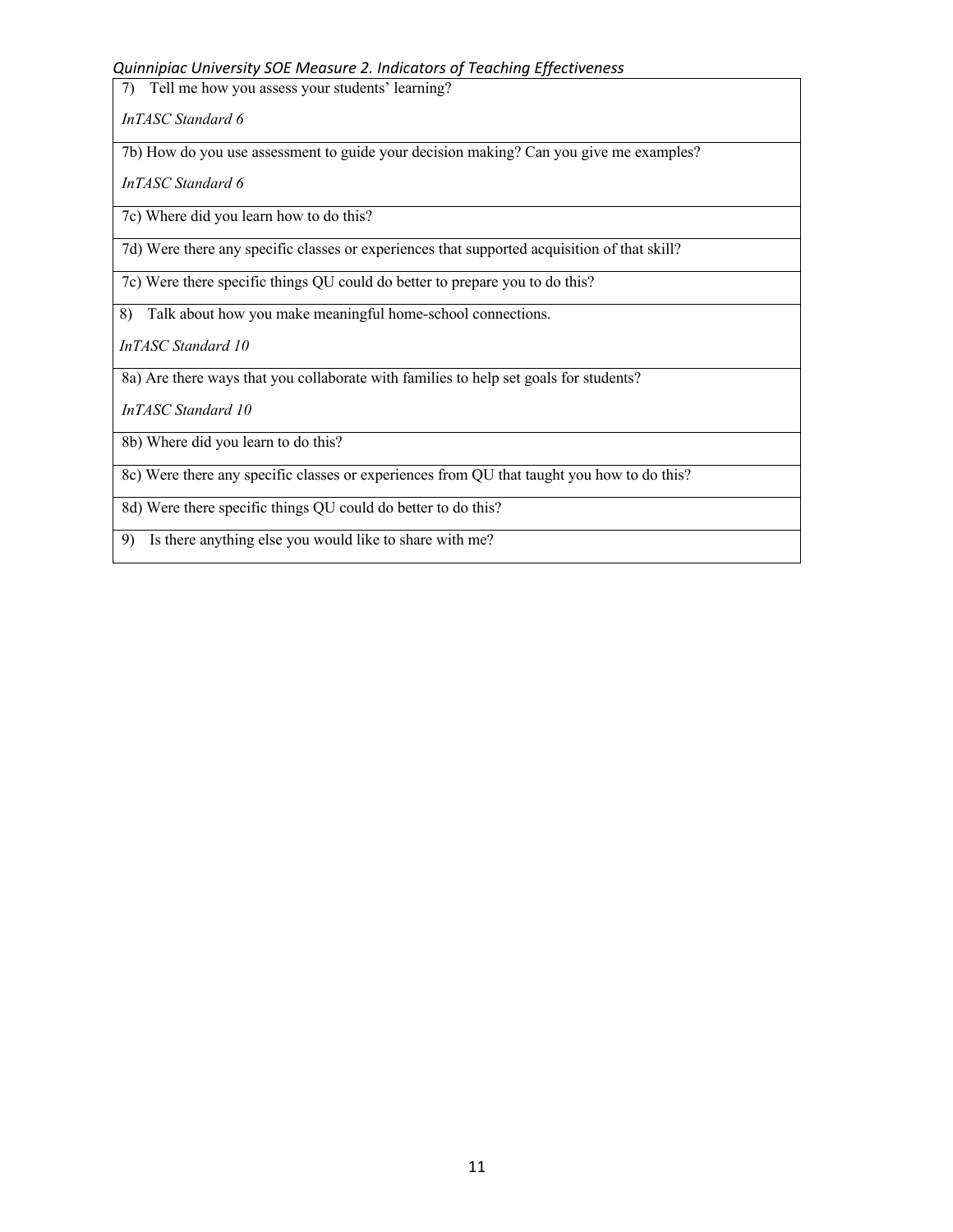| |
|---|
| 7) Tell me how you assess your students' learning?<br><br>*InTASC Standard 6* |
| 7b) How do you use assessment to guide your decision making? Can you give me examples?<br><br>*InTASC Standard 6* |
| 7c) Where did you learn how to do this? |
| 7d) Were there any specific classes or experiences that supported acquisition of that skill? |
| 7c) Were there specific things QU could do better to prepare you to do this? |
| 8) Talk about how you make meaningful home-school connections.<br><br>*InTASC Standard 10* |
| 8a) Are there ways that you collaborate with families to help set goals for students?<br><br>*InTASC Standard 10* |
| 8b) Where did you learn to do this? |
| 8c) Were there any specific classes or experiences from QU that taught you how to do this? |
| 8d) Were there specific things QU could do better to do this? |
| 9) Is there anything else you would like to share with me? |